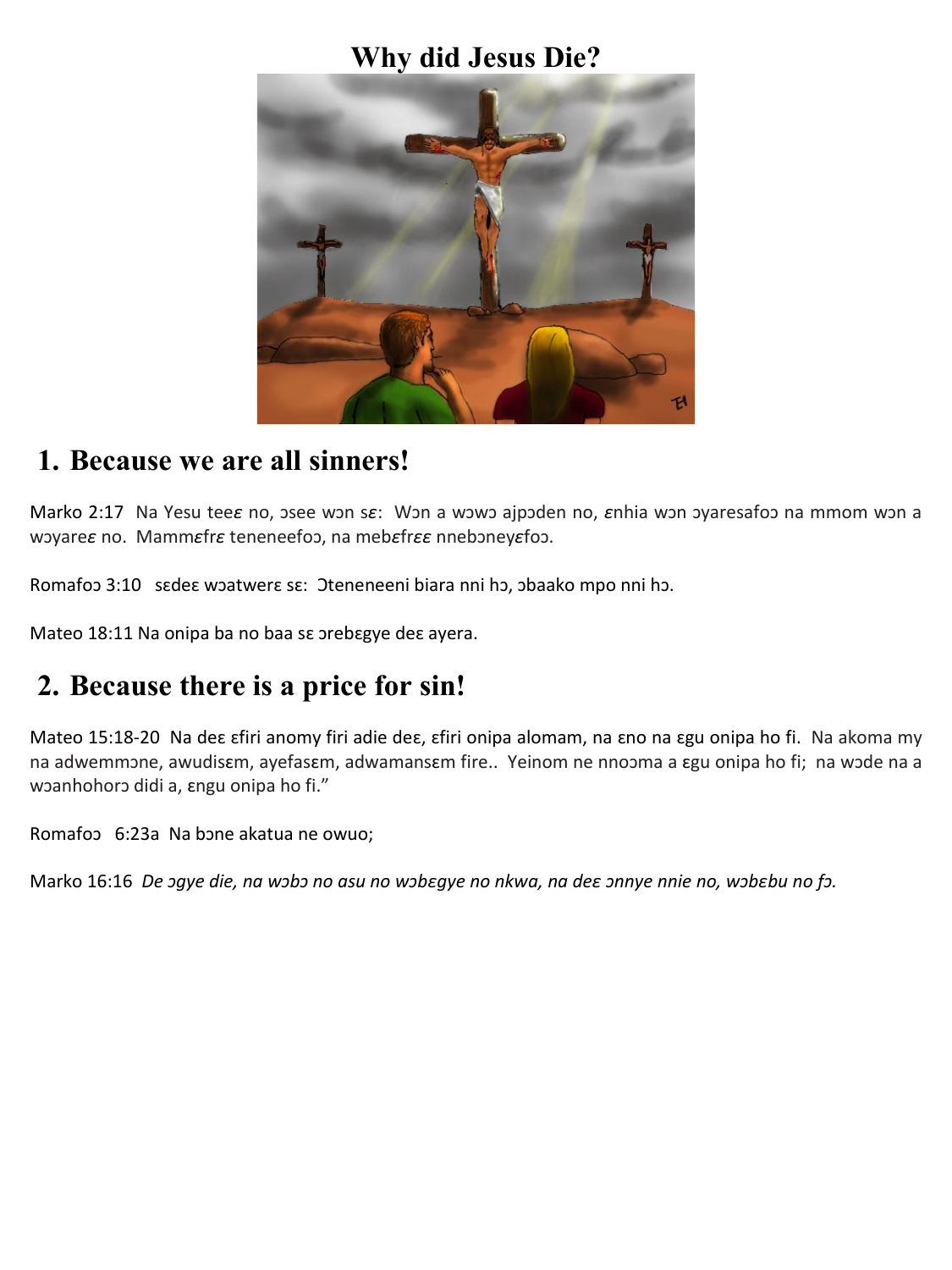# Why did Jesus Die?

## 1. Because we are all sinners!

Marko 2:17  Na Yesu teeɛ no, ɔsee wɔn sɛ:  Wɔn a wɔwɔ ajpɔden no, ɛnhia wɔn ɔyaresafoɔ na mmom wɔn a wɔyareɛ no.  Mammɛfrɛ teneneefoɔ, na mebɛfrɛɛ nnebɔneyɛfoɔ.

Romafoɔ 3:10   sɛdeɛ wɔatwerɛ sɛ:  Ɔteneneeni biara nni hɔ, ɔbaako mpo nni hɔ.

Mateo 18:11 Na onipa ba no baa sɛ ɔrebɛgye deɛ ayera.

## 2. Because there is a price for sin!

Mateo 15:18-20  Na deɛ ɛfiri anomy firi adie deɛ, ɛfiri onipa alomam, na ɛno na ɛgu onipa ho fi.  Na akoma my na adwemmɔne, awudisɛm, ayefasɛm, adwamansɛm fire..  Yeinom ne nnoɔma a ɛgu onipa ho fi;  na wɔde na a wɔanhohorɔ didi a, ɛngu onipa ho fi."

Romafoɔ   6:23a  Na bɔne akatua ne owuo;

Marko 16:16  *De ɔgye die, na wɔbɔ no asu no wɔbɛgye no nkwa, na deɛ ɔnnye nnie no, wɔbɛbu no fɔ.*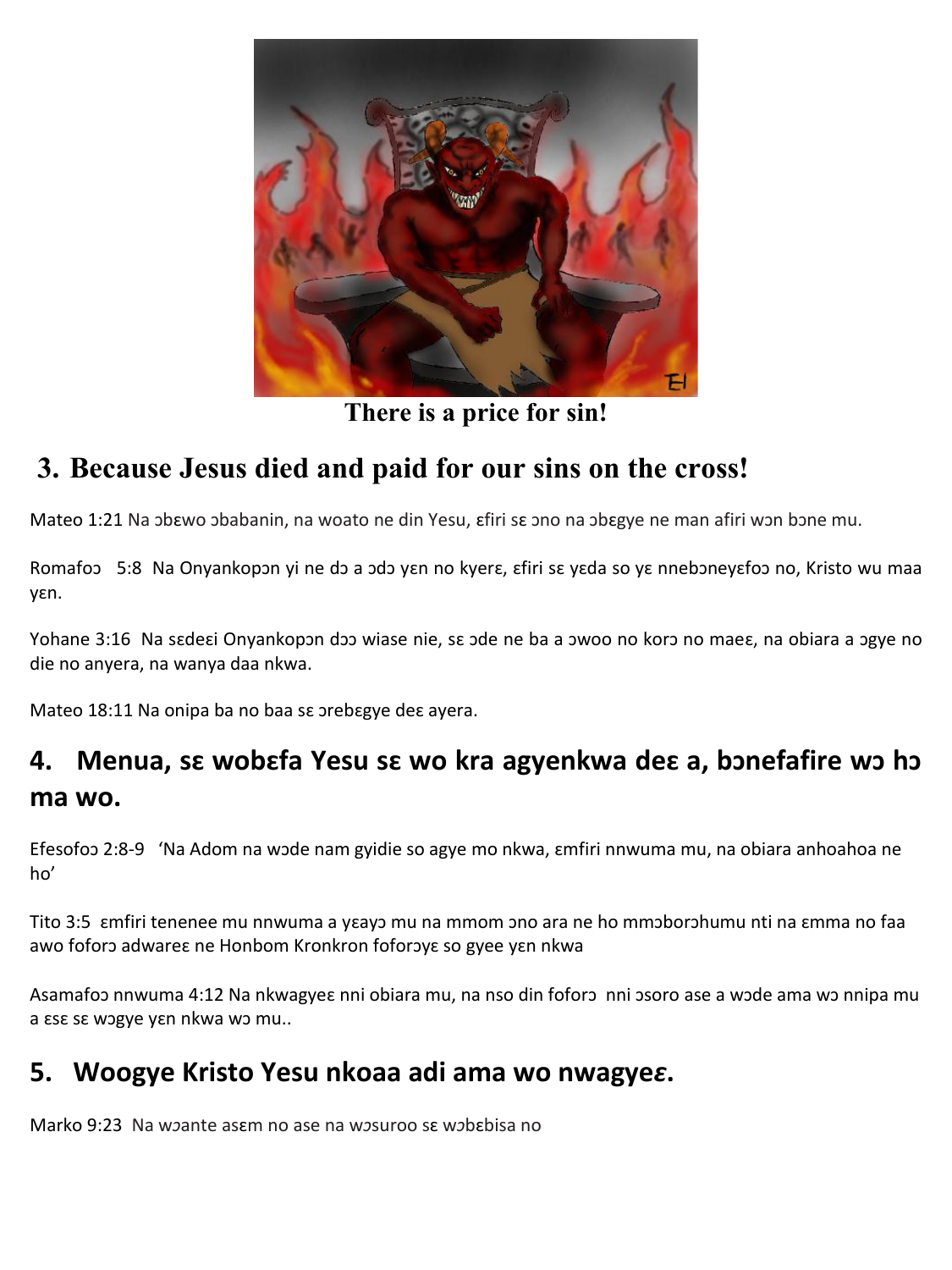There is a price for sin!

## 3. Because Jesus died and paid for our sins on the cross!

Mateo 1:21 Na ɔbɛwo ɔbabanin, na woato ne din Yesu, ɛfiri sɛ ɔno na ɔbɛgye ne man afiri wɔn bɔne mu.

Romafoɔ 5:8 Na Onyankopɔn yi ne dɔ a ɔdɔ yɛn no kyerɛ, ɛfiri sɛ yɛda so yɛ nnebɔneyɛfoɔ no, Kristo wu maa yɛn.

Yohane 3:16 Na sɛdeɛi Onyankopɔn dɔɔ wiase nie, sɛ ɔde ne ba a ɔwoo no korɔ no maeɛ, na obiara a ɔgye no die no anyera, na wanya daa nkwa.

Mateo 18:11 Na onipa ba no baa sɛ ɔrebɛgye deɛ ayera.

## 4. Menua, sɛ wobɛfa Yesu sɛ wo kra agyenkwa deɛ a, bɔnefafire wɔ hɔ ma wo.

Efesofoɔ 2:8-9 'Na Adom na wɔde nam gyidie so agye mo nkwa, ɛmfiri nnwuma mu, na obiara anhoahoa ne ho'

Tito 3:5 ɛmfiri tenenee mu nnwuma a yɛayɔ mu na mmom ɔno ara ne ho mmɔborɔhumu nti na ɛmma no faa awo foforɔ adwareɛ ne Honbom Kronkron foforɔyɛ so gyee yɛn nkwa

Asamafoɔ nnwuma 4:12 Na nkwagyeɛ nni obiara mu, na nso din foforɔ nni ɔsoro ase a wɔde ama wɔ nnipa mu a ɛsɛ sɛ wɔgye yɛn nkwa wɔ mu..

## 5. Woogye Kristo Yesu nkoaa adi ama wo nwagyeɛ.

Marko 9:23 Na wɔante asɛm no ase na wɔsuroo sɛ wɔbɛbisa no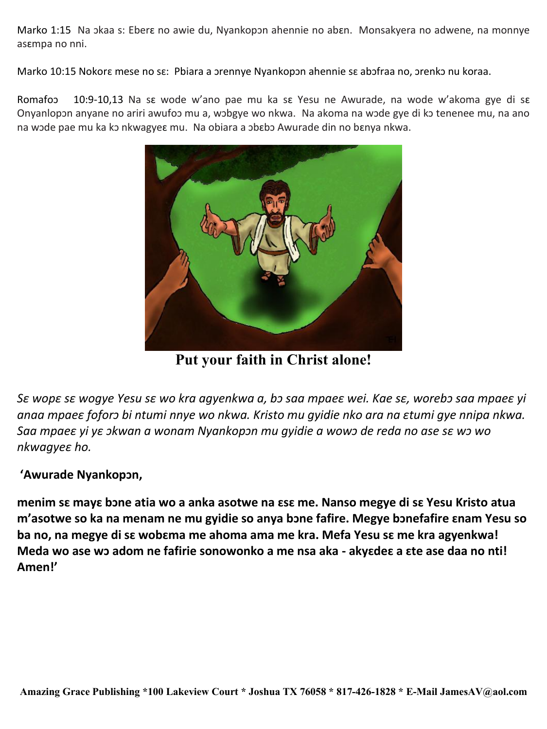Marko 1:15 Na ɔkaa s: Eberɛ no awie du, Nyankopɔn ahennie no abɛn. Monsakyera no adwene, na monnye asɛmpa no nni.

Marko 10:15 Nokorɛ mese no sɛ: Pbiara a ɔrennye Nyankopɔn ahennie sɛ abɔfraa no, ɔrenkɔ nu koraa.

Romafoɔ 10:9-10,13 Na sɛ wode w'ano pae mu ka sɛ Yesu ne Awurade, na wode w'akoma gye di sɛ Onyanlopɔn anyane no ariri awufoɔ mu a, wɔbgye wo nkwa. Na akoma na wɔde gye di kɔ tenenee mu, na ano na wɔde pae mu ka kɔ nkwagyeɛ mu. Na obiara a ɔbɛbɔ Awurade din no bɛnya nkwa.

**Put your faith in Christ alone!**

*Sɛ wopɛ sɛ wogye Yesu sɛ wo kra agyenkwa a, bɔ saa mpaeɛ wei. Kae sɛ, worebɔ saa mpaeɛ yi anaa mpaeɛ foforɔ bi ntumi nnye wo nkwa. Kristo mu gyidie nko ara na ɛtumi gye nnipa nkwa. Saa mpaeɛ yi yɛ ɔkwan a wonam Nyankopɔn mu gyidie a wowɔ de reda no ase sɛ wɔ wo nkwagyeɛ ho.*

**'Awurade Nyankopɔn,**

**menim sɛ mayɛ bɔne atia wo a anka asotwe na ɛsɛ me. Nanso megye di sɛ Yesu Kristo atua m'asotwe so ka na menam ne mu gyidie so anya bɔne fafire. Megye bɔnefafire ɛnam Yesu so ba no, na megye di sɛ wobɛma me ahoma ama me kra. Mefa Yesu sɛ me kra agyenkwa! Meda wo ase wɔ adom ne fafirie sonowonko a me nsa aka - akyɛdeɛ a ɛte ase daa no nti! Amen!'**

**Amazing Grace Publishing *100 Lakeview Court * Joshua TX 76058 * 817-426-1828 * E-Mail JamesAV@aol.com**